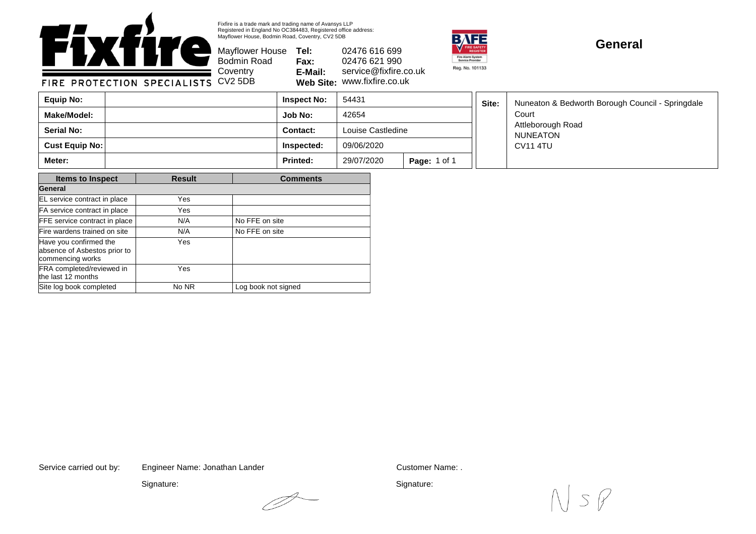Fixfire is a trade mark and trading name of Avansys LLP
Registered in England No OC384483, Registered office address:
Mayflower House, Bodmin Road, Coventry, CV2 5DB

**Fixfire**
FIRE PROTECTION SPECIALISTS

Mayflower House
Bodmin Road
Coventry
CV2 5DB

**Tel:** 02476 616 699
**Fax:** 02476 621 990
**E-Mail:** service@fixfire.co.uk
**Web Site:** www.fixfire.co.uk

BAFE Fire Safety Register — Fire Alarm System Service Provider — Reg. No. 101133

## General

| **Equip No:** | | **Inspect No:** | 54431 | |
|---|---|---|---|---|
| **Make/Model:** | | **Job No:** | 42654 | |
| **Serial No:** | | **Contact:** | Louise Castledine | |
| **Cust Equip No:** | | **Inspected:** | 09/06/2020 | |
| **Meter:** | | **Printed:** | 29/07/2020 | **Page:** 1 of 1 |

**Site:** Nuneaton & Bedworth Borough Council - Springdale Court
Attleborough Road
NUNEATON
CV11 4TU

| Items to Inspect | Result | Comments |
|---|---|---|
| **General** | | |
| EL service contract in place | Yes | |
| FA service contract in place | Yes | |
| FFE service contract in place | N/A | No FFE on site |
| Fire wardens trained on site | N/A | No FFE on site |
| Have you confirmed the absence of Asbestos prior to commencing works | Yes | |
| FRA completed/reviewed in the last 12 months | Yes | |
| Site log book completed | No NR | Log book not signed |

Service carried out by: Engineer Name: Jonathan Lander

Signature:

Customer Name: .

Signature: NSP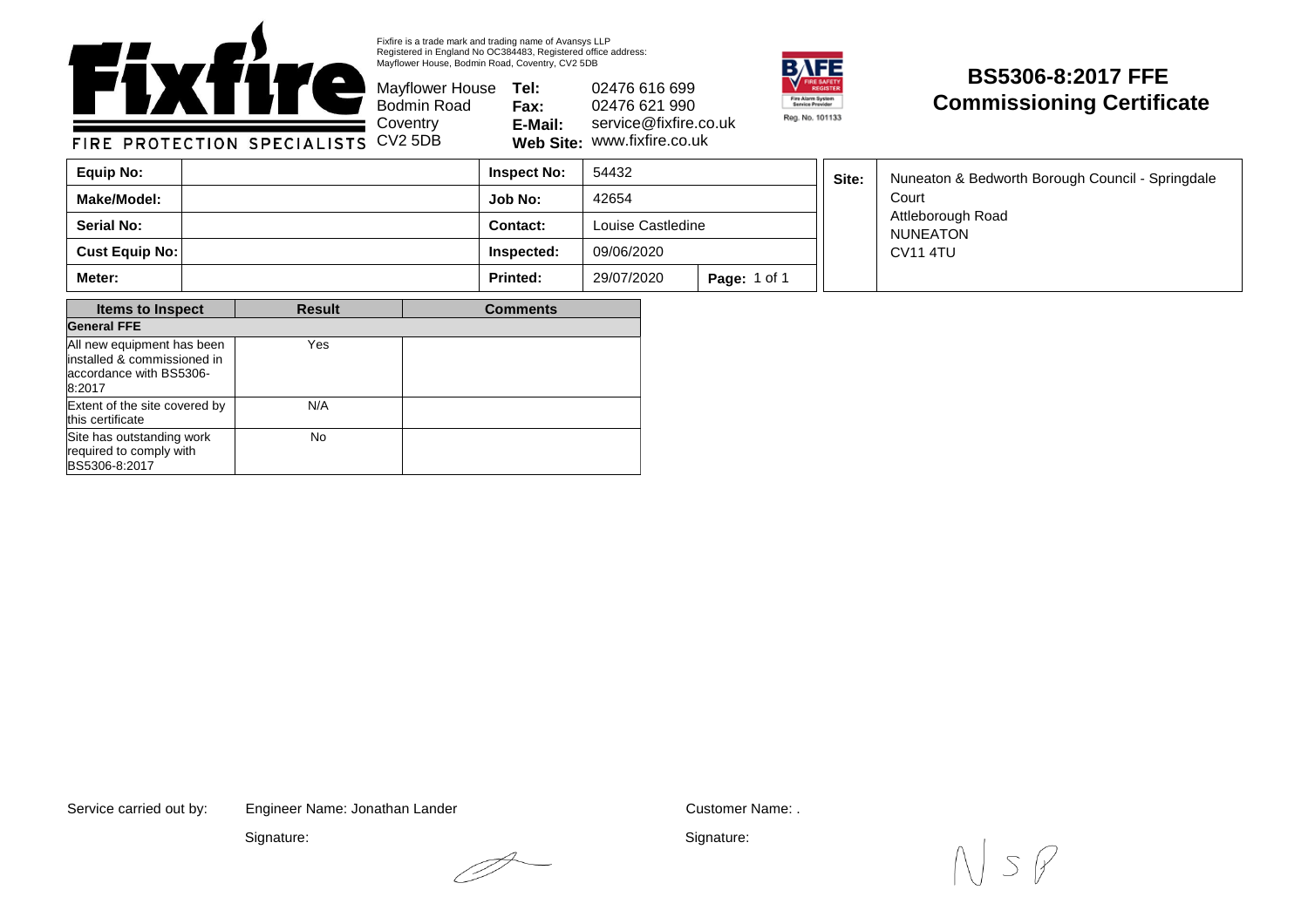**Fixfire**

FIRE PROTECTION SPECIALISTS

Fixfire is a trade mark and trading name of Avansys LLP
Registered in England No OC384483, Registered office address:
Mayflower House, Bodmin Road, Coventry, CV2 5DB

Mayflower House
Bodmin Road
Coventry
CV2 5DB

**Tel:** 02476 616 699
**Fax:** 02476 621 990
**E-Mail:** service@fixfire.co.uk
**Web Site:** www.fixfire.co.uk

BAFE FIRE SAFETY REGISTER – Fire Alarm System Service Provider – Reg. No. 101133

# BS5306-8:2017 FFE Commissioning Certificate

| | | | | | | |
|---|---|---|---|---|---|---|
| **Equip No:** | | **Inspect No:** | 54432 | | **Site:** | Nuneaton & Bedworth Borough Council - Springdale Court<br>Attleborough Road<br>NUNEATON<br>CV11 4TU |
| **Make/Model:** | | **Job No:** | 42654 | | | |
| **Serial No:** | | **Contact:** | Louise Castledine | | | |
| **Cust Equip No:** | | **Inspected:** | 09/06/2020 | | | |
| **Meter:** | | **Printed:** | 29/07/2020 | **Page:** 1 of 1 | | |

| Items to Inspect | Result | Comments |
|---|---|---|
| **General FFE** | | |
| All new equipment has been installed & commissioned in accordance with BS5306-8:2017 | Yes | |
| Extent of the site covered by this certificate | N/A | |
| Site has outstanding work required to comply with BS5306-8:2017 | No | |

Service carried out by: Engineer Name: Jonathan Lander

Signature:

Customer Name: .

Signature: NSP